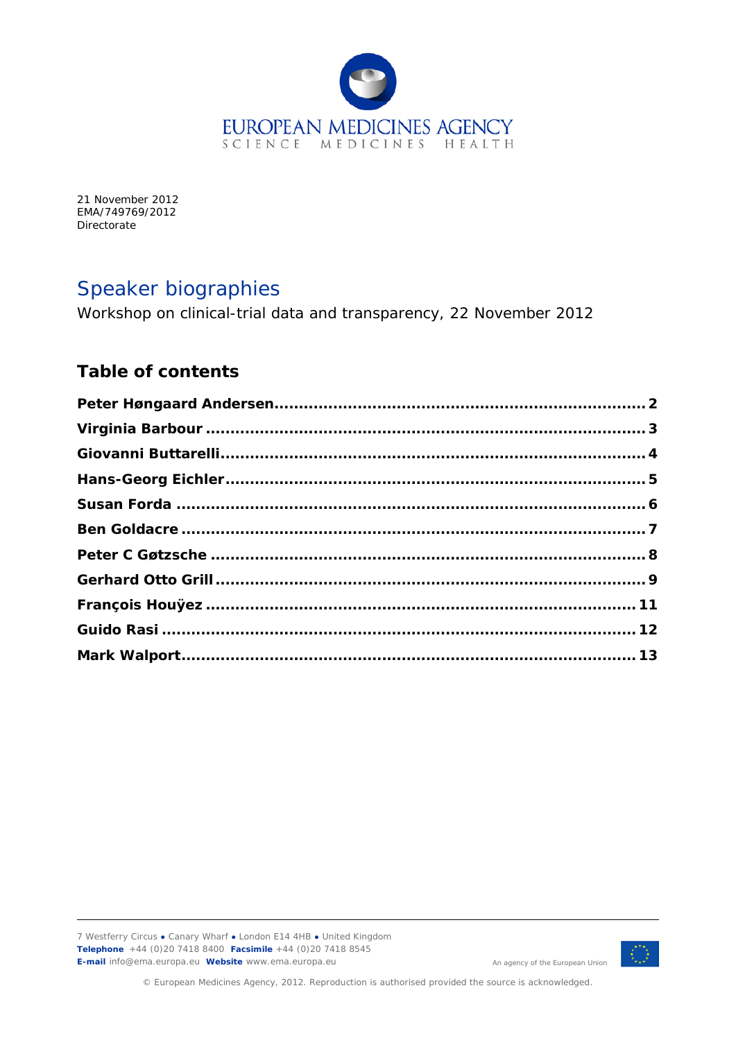EUROPEAN MEDICINES AGENCY
SCIENCE MEDICINES HEALTH

21 November 2012
EMA/749769/2012
Directorate

# Speaker biographies

Workshop on clinical-trial data and transparency, 22 November 2012

## Table of contents

**Peter Høngaard Andersen** .......... **2**
**Virginia Barbour** .......... **3**
**Giovanni Buttarelli** .......... **4**
**Hans-Georg Eichler** .......... **5**
**Susan Forda** .......... **6**
**Ben Goldacre** .......... **7**
**Peter C Gøtzsche** .......... **8**
**Gerhard Otto Grill** .......... **9**
**François Houÿez** .......... **11**
**Guido Rasi** .......... **12**
**Mark Walport** .......... **13**

7 Westferry Circus ● Canary Wharf ● London E14 4HB ● United Kingdom
**Telephone** +44 (0)20 7418 8400 **Facsimile** +44 (0)20 7418 8545
**E-mail** info@ema.europa.eu **Website** www.ema.europa.eu

An agency of the European Union

© European Medicines Agency, 2012. Reproduction is authorised provided the source is acknowledged.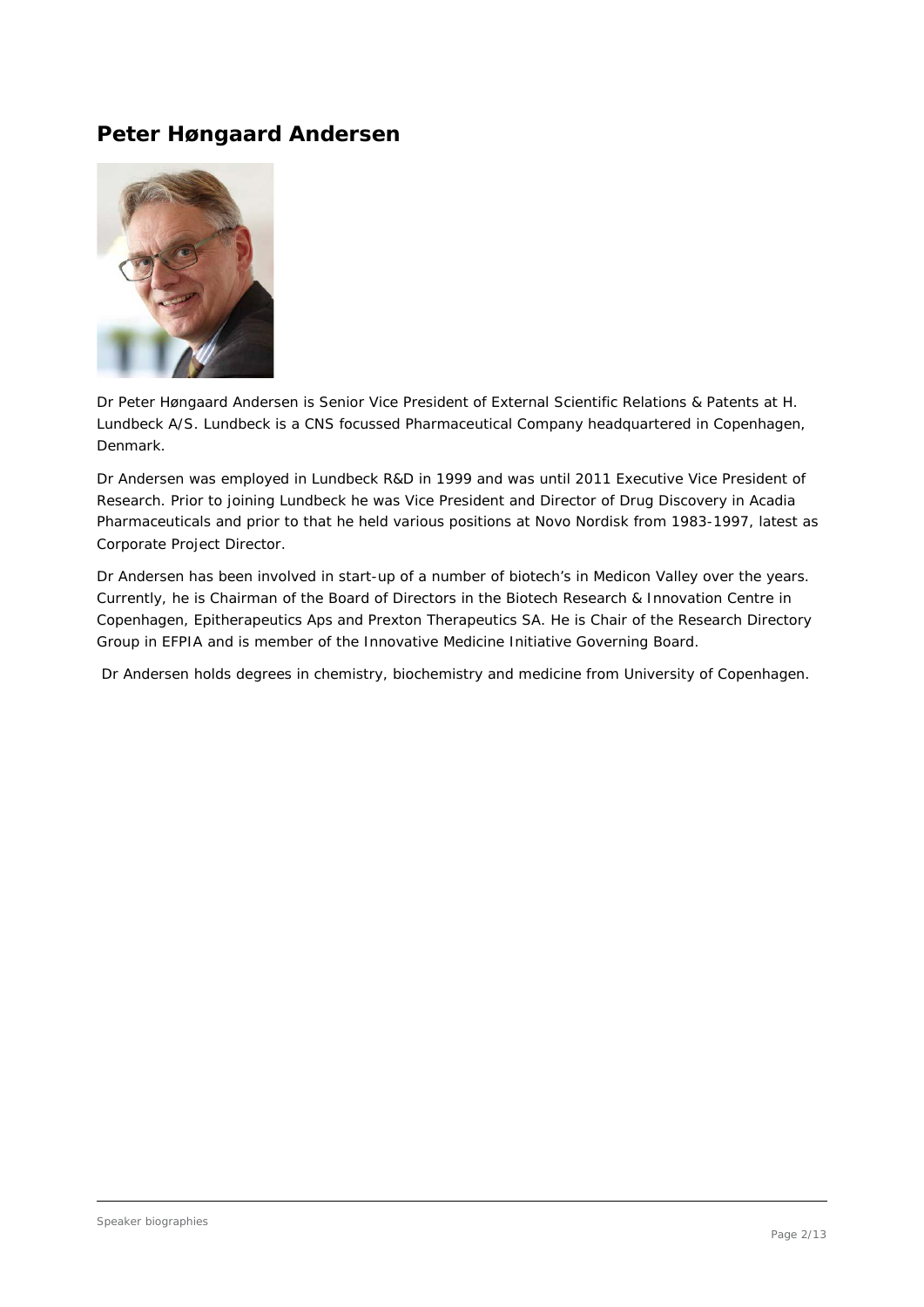## Peter Høngaard Andersen

Dr Peter Høngaard Andersen is Senior Vice President of External Scientific Relations & Patents at H. Lundbeck A/S. Lundbeck is a CNS focussed Pharmaceutical Company headquartered in Copenhagen, Denmark.

Dr Andersen was employed in Lundbeck R&D in 1999 and was until 2011 Executive Vice President of Research. Prior to joining Lundbeck he was Vice President and Director of Drug Discovery in Acadia Pharmaceuticals and prior to that he held various positions at Novo Nordisk from 1983-1997, latest as Corporate Project Director.

Dr Andersen has been involved in start-up of a number of biotech's in Medicon Valley over the years. Currently, he is Chairman of the Board of Directors in the Biotech Research & Innovation Centre in Copenhagen, Epitherapeutics Aps and Prexton Therapeutics SA. He is Chair of the Research Directory Group in EFPIA and is member of the Innovative Medicine Initiative Governing Board.

Dr Andersen holds degrees in chemistry, biochemistry and medicine from University of Copenhagen.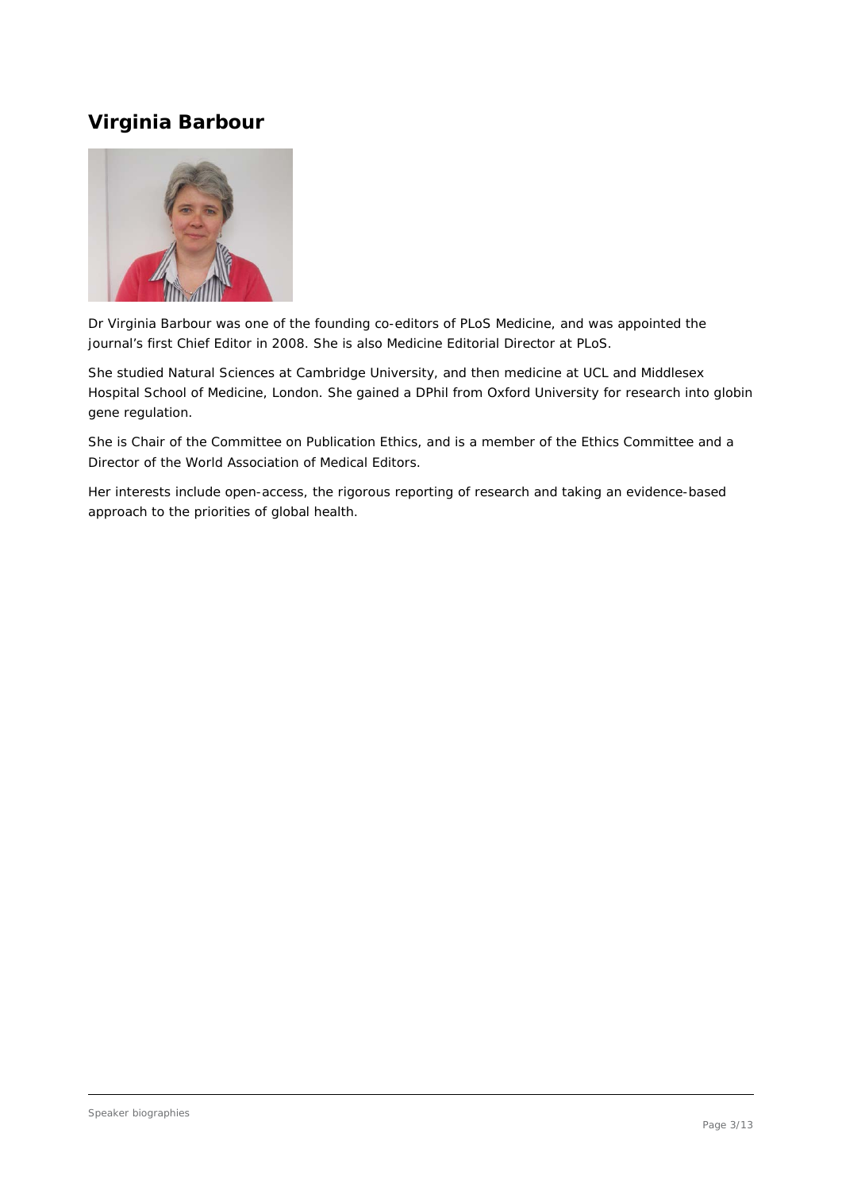## Virginia Barbour

Dr Virginia Barbour was one of the founding co-editors of PLoS Medicine, and was appointed the journal's first Chief Editor in 2008. She is also Medicine Editorial Director at PLoS.

She studied Natural Sciences at Cambridge University, and then medicine at UCL and Middlesex Hospital School of Medicine, London. She gained a DPhil from Oxford University for research into globin gene regulation.

She is Chair of the Committee on Publication Ethics, and is a member of the Ethics Committee and a Director of the World Association of Medical Editors.

Her interests include open-access, the rigorous reporting of research and taking an evidence-based approach to the priorities of global health.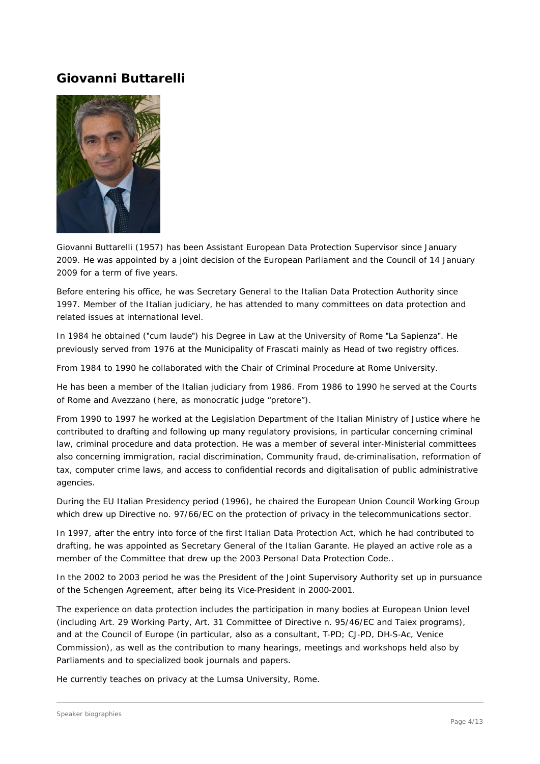## Giovanni Buttarelli

Giovanni Buttarelli (1957) has been Assistant European Data Protection Supervisor since January 2009. He was appointed by a joint decision of the European Parliament and the Council of 14 January 2009 for a term of five years.

Before entering his office, he was Secretary General to the Italian Data Protection Authority since 1997. Member of the Italian judiciary, he has attended to many committees on data protection and related issues at international level.

In 1984 he obtained ("cum laude") his Degree in Law at the University of Rome "La Sapienza". He previously served from 1976 at the Municipality of Frascati mainly as Head of two registry offices.

From 1984 to 1990 he collaborated with the Chair of Criminal Procedure at Rome University.

He has been a member of the Italian judiciary from 1986. From 1986 to 1990 he served at the Courts of Rome and Avezzano (here, as monocratic judge "pretore").

From 1990 to 1997 he worked at the Legislation Department of the Italian Ministry of Justice where he contributed to drafting and following up many regulatory provisions, in particular concerning criminal law, criminal procedure and data protection. He was a member of several inter-Ministerial committees also concerning immigration, racial discrimination, Community fraud, de-criminalisation, reformation of tax, computer crime laws, and access to confidential records and digitalisation of public administrative agencies.

During the EU Italian Presidency period (1996), he chaired the European Union Council Working Group which drew up Directive no. 97/66/EC on the protection of privacy in the telecommunications sector.

In 1997, after the entry into force of the first Italian Data Protection Act, which he had contributed to drafting, he was appointed as Secretary General of the Italian Garante. He played an active role as a member of the Committee that drew up the 2003 Personal Data Protection Code..

In the 2002 to 2003 period he was the President of the Joint Supervisory Authority set up in pursuance of the Schengen Agreement, after being its Vice-President in 2000-2001.

The experience on data protection includes the participation in many bodies at European Union level (including Art. 29 Working Party, Art. 31 Committee of Directive n. 95/46/EC and Taiex programs), and at the Council of Europe (in particular, also as a consultant, T-PD; CJ-PD, DH-S-Ac, Venice Commission), as well as the contribution to many hearings, meetings and workshops held also by Parliaments and to specialized book journals and papers.

He currently teaches on privacy at the Lumsa University, Rome.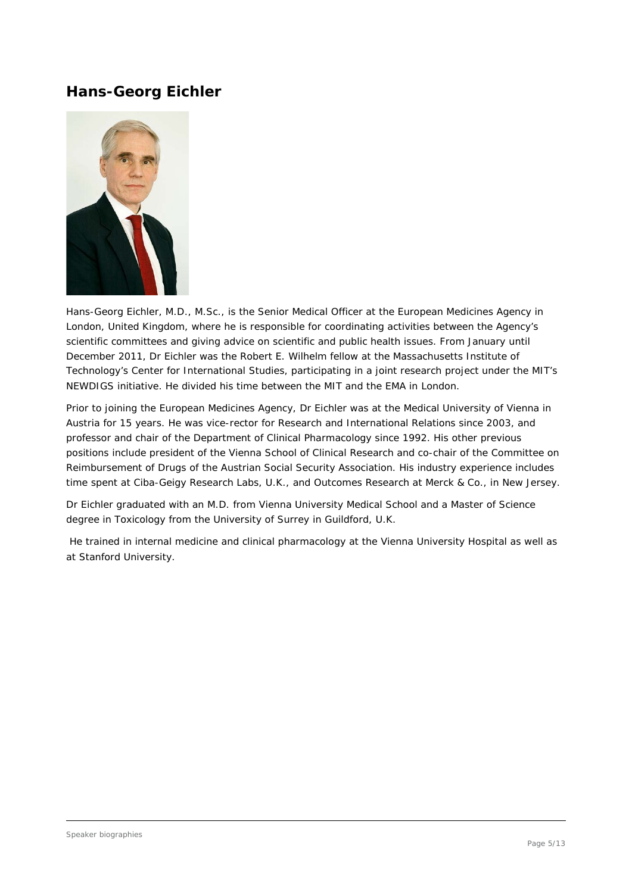## Hans-Georg Eichler

Hans-Georg Eichler, M.D., M.Sc., is the Senior Medical Officer at the European Medicines Agency in London, United Kingdom, where he is responsible for coordinating activities between the Agency's scientific committees and giving advice on scientific and public health issues. From January until December 2011, Dr Eichler was the Robert E. Wilhelm fellow at the Massachusetts Institute of Technology's Center for International Studies, participating in a joint research project under the MIT's NEWDIGS initiative. He divided his time between the MIT and the EMA in London.

Prior to joining the European Medicines Agency, Dr Eichler was at the Medical University of Vienna in Austria for 15 years. He was vice-rector for Research and International Relations since 2003, and professor and chair of the Department of Clinical Pharmacology since 1992. His other previous positions include president of the Vienna School of Clinical Research and co-chair of the Committee on Reimbursement of Drugs of the Austrian Social Security Association. His industry experience includes time spent at Ciba-Geigy Research Labs, U.K., and Outcomes Research at Merck & Co., in New Jersey.

Dr Eichler graduated with an M.D. from Vienna University Medical School and a Master of Science degree in Toxicology from the University of Surrey in Guildford, U.K.

He trained in internal medicine and clinical pharmacology at the Vienna University Hospital as well as at Stanford University.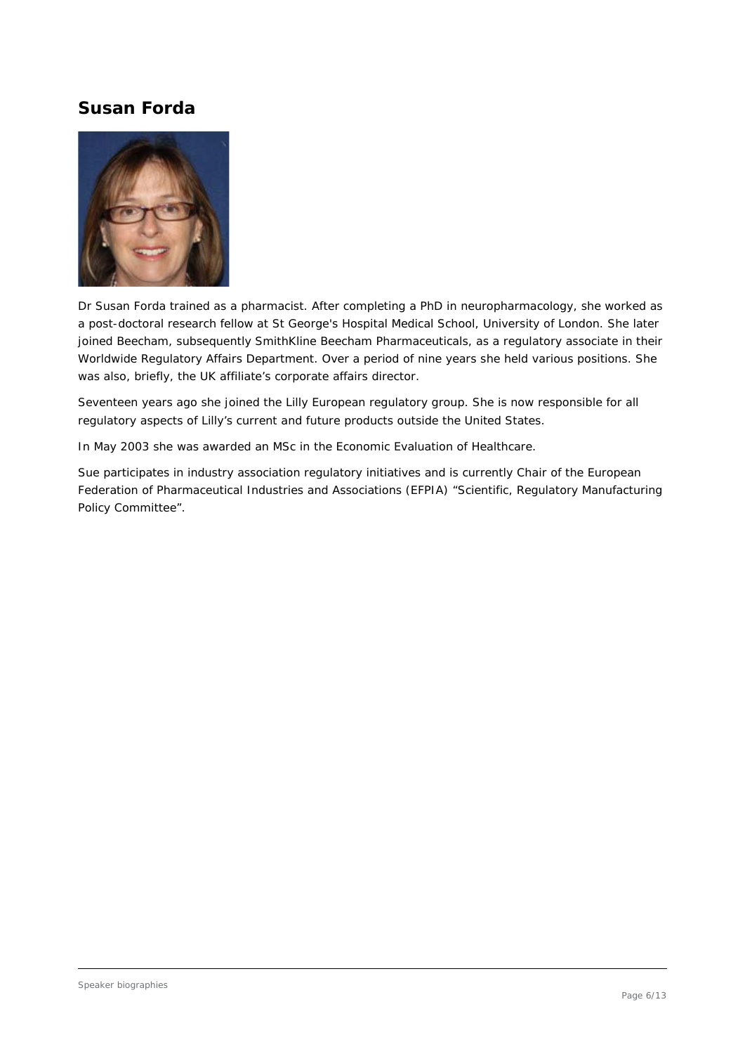## Susan Forda

Dr Susan Forda trained as a pharmacist. After completing a PhD in neuropharmacology, she worked as a post-doctoral research fellow at St George's Hospital Medical School, University of London. She later joined Beecham, subsequently SmithKline Beecham Pharmaceuticals, as a regulatory associate in their Worldwide Regulatory Affairs Department. Over a period of nine years she held various positions. She was also, briefly, the UK affiliate's corporate affairs director.

Seventeen years ago she joined the Lilly European regulatory group. She is now responsible for all regulatory aspects of Lilly's current and future products outside the United States.

In May 2003 she was awarded an MSc in the Economic Evaluation of Healthcare.

Sue participates in industry association regulatory initiatives and is currently Chair of the European Federation of Pharmaceutical Industries and Associations (EFPIA) "Scientific, Regulatory Manufacturing Policy Committee".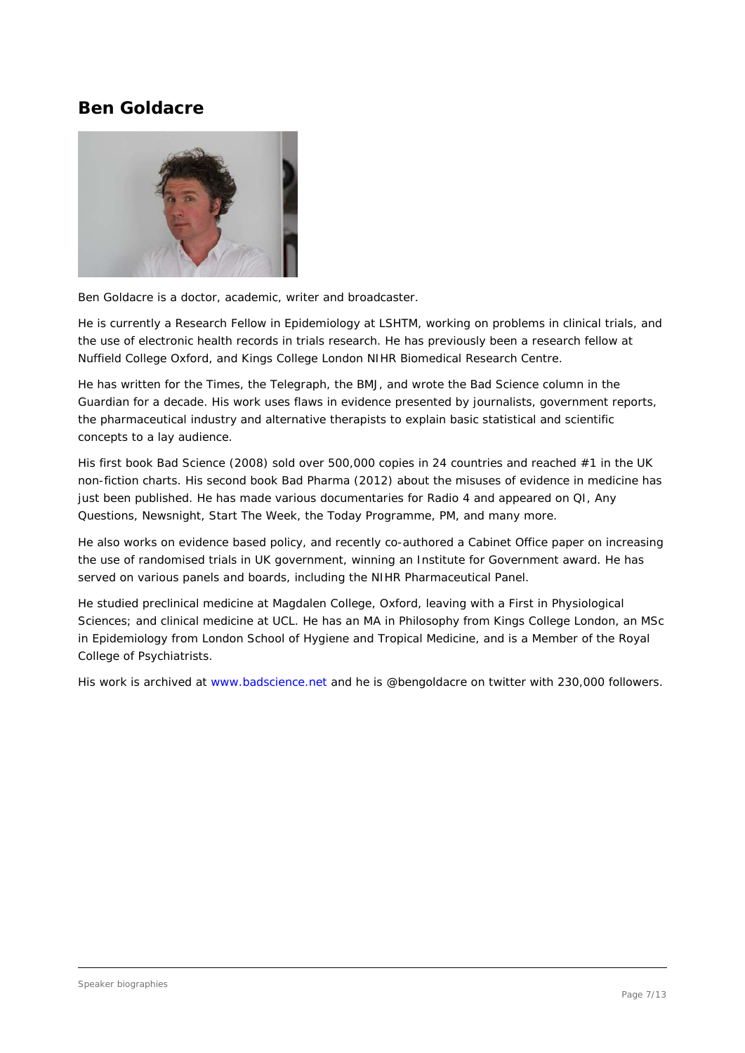## Ben Goldacre

Ben Goldacre is a doctor, academic, writer and broadcaster.

He is currently a Research Fellow in Epidemiology at LSHTM, working on problems in clinical trials, and the use of electronic health records in trials research. He has previously been a research fellow at Nuffield College Oxford, and Kings College London NIHR Biomedical Research Centre.

He has written for the Times, the Telegraph, the BMJ, and wrote the Bad Science column in the Guardian for a decade. His work uses flaws in evidence presented by journalists, government reports, the pharmaceutical industry and alternative therapists to explain basic statistical and scientific concepts to a lay audience.

His first book Bad Science (2008) sold over 500,000 copies in 24 countries and reached #1 in the UK non-fiction charts. His second book Bad Pharma (2012) about the misuses of evidence in medicine has just been published. He has made various documentaries for Radio 4 and appeared on QI, Any Questions, Newsnight, Start The Week, the Today Programme, PM, and many more.

He also works on evidence based policy, and recently co-authored a Cabinet Office paper on increasing the use of randomised trials in UK government, winning an Institute for Government award. He has served on various panels and boards, including the NIHR Pharmaceutical Panel.

He studied preclinical medicine at Magdalen College, Oxford, leaving with a First in Physiological Sciences; and clinical medicine at UCL. He has an MA in Philosophy from Kings College London, an MSc in Epidemiology from London School of Hygiene and Tropical Medicine, and is a Member of the Royal College of Psychiatrists.

His work is archived at www.badscience.net and he is @bengoldacre on twitter with 230,000 followers.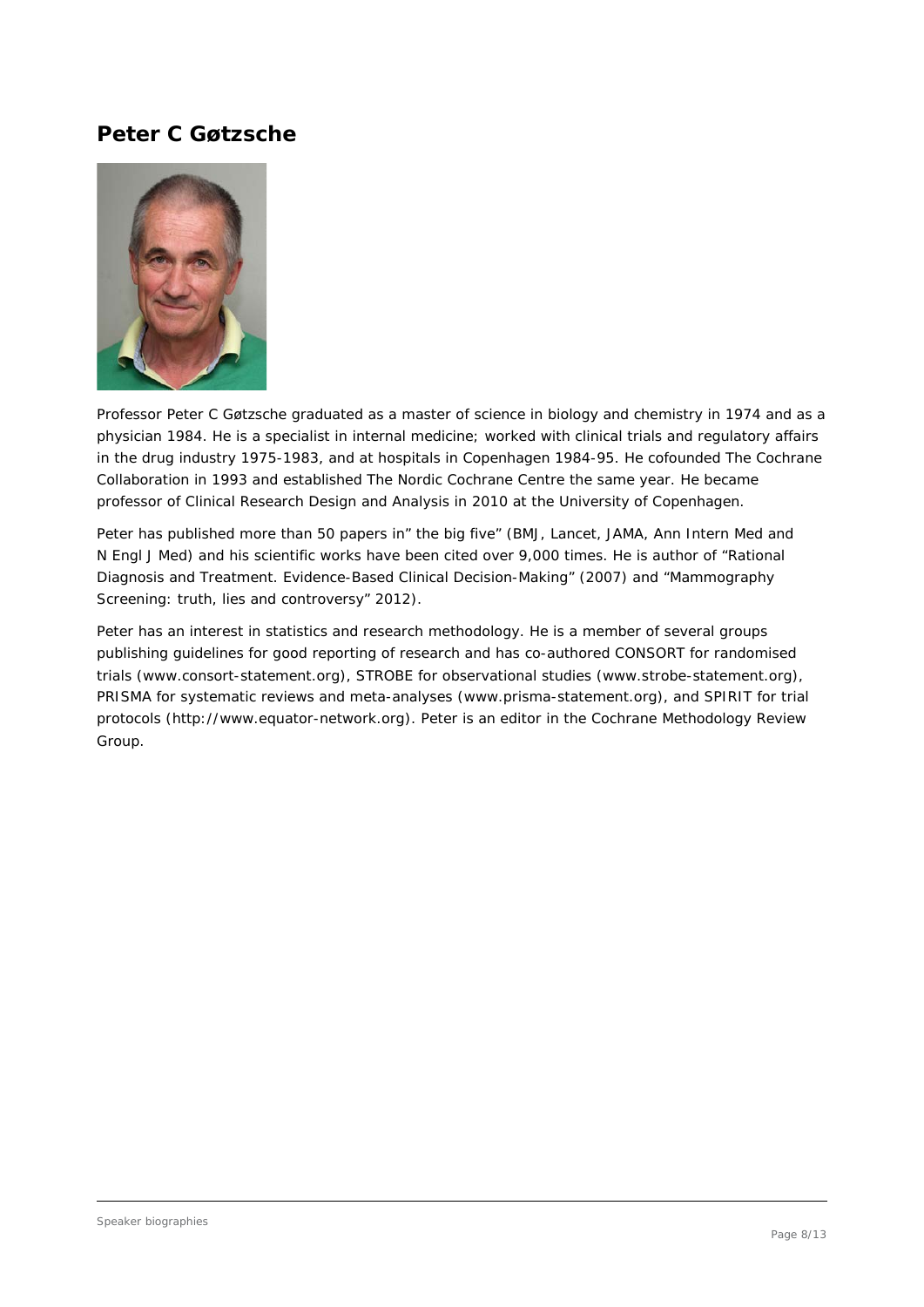## Peter C Gøtzsche

Professor Peter C Gøtzsche graduated as a master of science in biology and chemistry in 1974 and as a physician 1984. He is a specialist in internal medicine; worked with clinical trials and regulatory affairs in the drug industry 1975-1983, and at hospitals in Copenhagen 1984-95. He cofounded The Cochrane Collaboration in 1993 and established The Nordic Cochrane Centre the same year. He became professor of Clinical Research Design and Analysis in 2010 at the University of Copenhagen.

Peter has published more than 50 papers in" the big five" (BMJ, Lancet, JAMA, Ann Intern Med and N Engl J Med) and his scientific works have been cited over 9,000 times. He is author of "Rational Diagnosis and Treatment. Evidence-Based Clinical Decision-Making" (2007) and "Mammography Screening: truth, lies and controversy" 2012).

Peter has an interest in statistics and research methodology. He is a member of several groups publishing guidelines for good reporting of research and has co-authored CONSORT for randomised trials (www.consort-statement.org), STROBE for observational studies (www.strobe-statement.org), PRISMA for systematic reviews and meta-analyses (www.prisma-statement.org), and SPIRIT for trial protocols (http://www.equator-network.org). Peter is an editor in the Cochrane Methodology Review Group.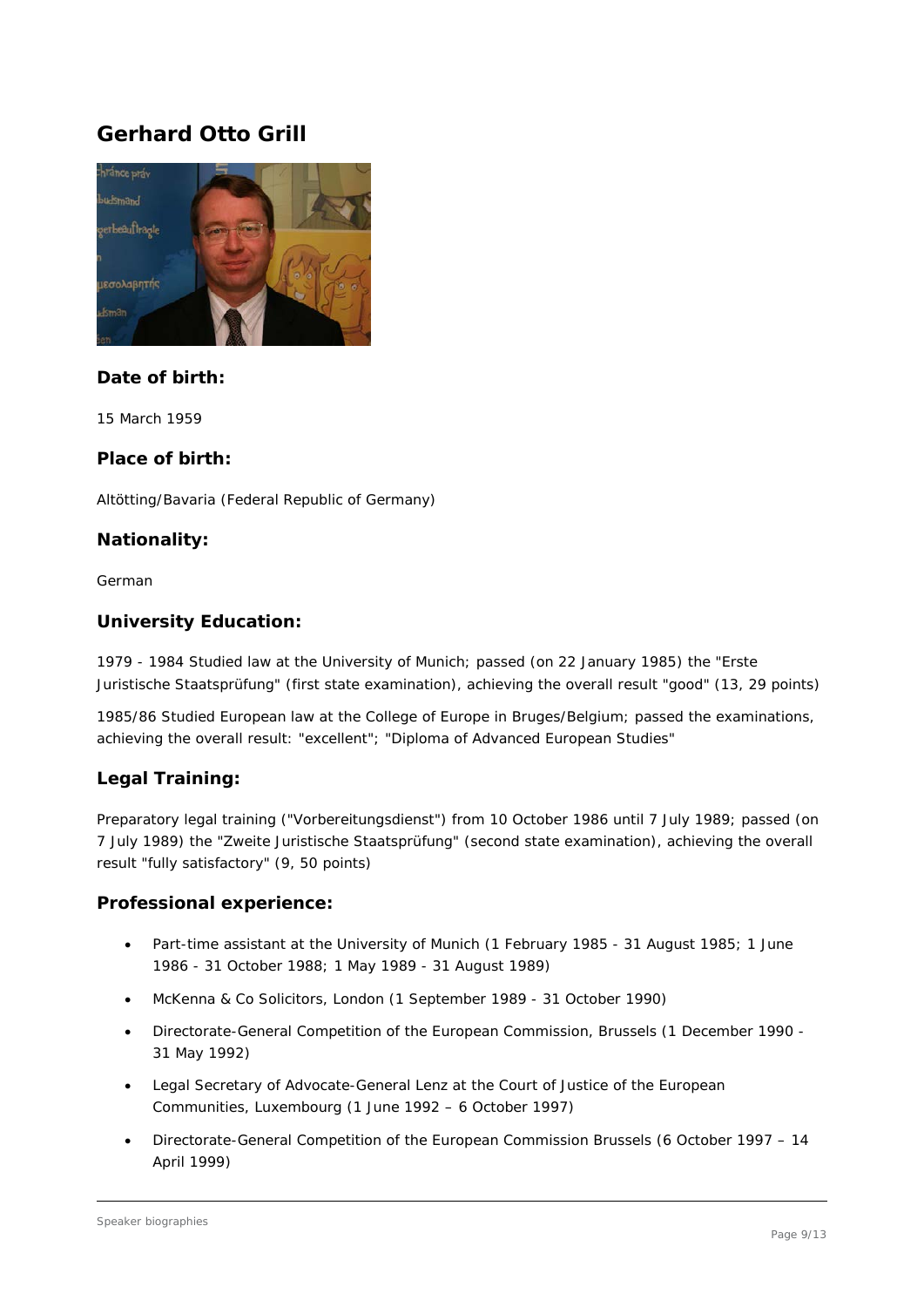# Gerhard Otto Grill

### Date of birth:

15 March 1959

### Place of birth:

Altötting/Bavaria (Federal Republic of Germany)

### Nationality:

German

### University Education:

1979 - 1984 Studied law at the University of Munich; passed (on 22 January 1985) the "Erste Juristische Staatsprüfung" (first state examination), achieving the overall result "good" (13, 29 points)

1985/86 Studied European law at the College of Europe in Bruges/Belgium; passed the examinations, achieving the overall result: "excellent"; "Diploma of Advanced European Studies"

### Legal Training:

Preparatory legal training ("Vorbereitungsdienst") from 10 October 1986 until 7 July 1989; passed (on 7 July 1989) the "Zweite Juristische Staatsprüfung" (second state examination), achieving the overall result "fully satisfactory" (9, 50 points)

### Professional experience:

- Part-time assistant at the University of Munich (1 February 1985 - 31 August 1985; 1 June 1986 - 31 October 1988; 1 May 1989 - 31 August 1989)
- McKenna & Co Solicitors, London (1 September 1989 - 31 October 1990)
- Directorate-General Competition of the European Commission, Brussels (1 December 1990 - 31 May 1992)
- Legal Secretary of Advocate-General Lenz at the Court of Justice of the European Communities, Luxembourg (1 June 1992 – 6 October 1997)
- Directorate-General Competition of the European Commission Brussels (6 October 1997 – 14 April 1999)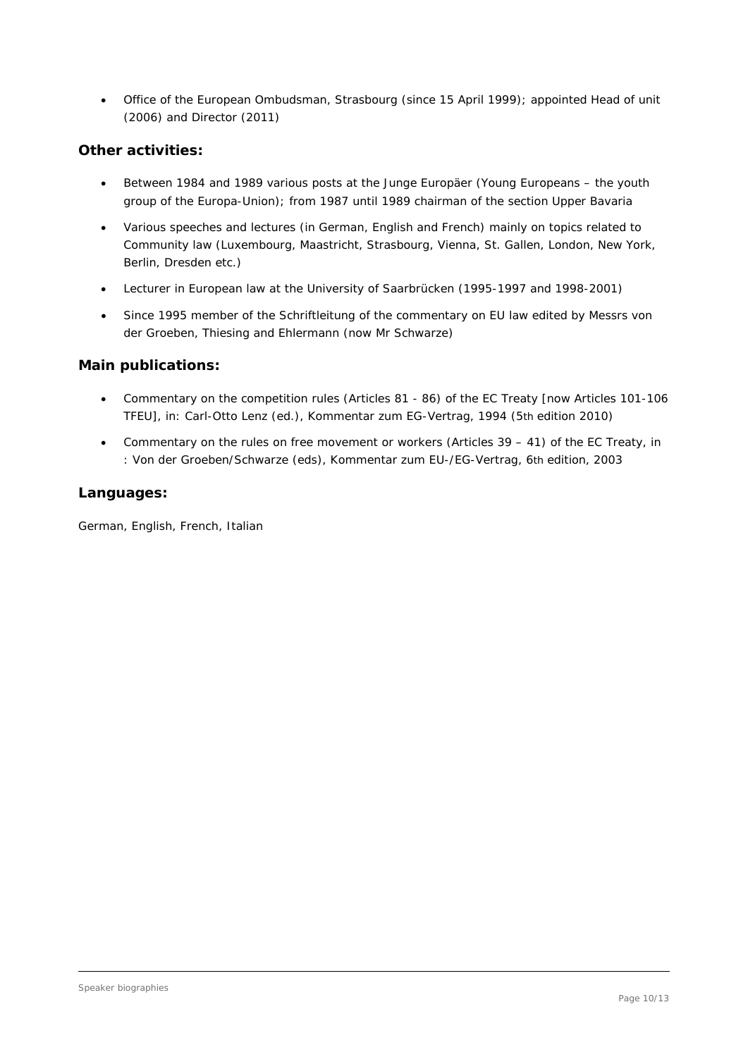- Office of the European Ombudsman, Strasbourg (since 15 April 1999); appointed Head of unit (2006) and Director (2011)

### Other activities:

- Between 1984 and 1989 various posts at the Junge Europäer (Young Europeans – the youth group of the Europa-Union); from 1987 until 1989 chairman of the section Upper Bavaria
- Various speeches and lectures (in German, English and French) mainly on topics related to Community law (Luxembourg, Maastricht, Strasbourg, Vienna, St. Gallen, London, New York, Berlin, Dresden etc.)
- Lecturer in European law at the University of Saarbrücken (1995-1997 and 1998-2001)
- Since 1995 member of the Schriftleitung of the commentary on EU law edited by Messrs von der Groeben, Thiesing and Ehlermann (now Mr Schwarze)

### Main publications:

- Commentary on the competition rules (Articles 81 - 86) of the EC Treaty [now Articles 101-106 TFEU], in: Carl-Otto Lenz (ed.), Kommentar zum EG-Vertrag, 1994 (5th edition 2010)
- Commentary on the rules on free movement or workers (Articles 39 – 41) of the EC Treaty, in : Von der Groeben/Schwarze (eds), Kommentar zum EU-/EG-Vertrag, 6th edition, 2003

### Languages:

German, English, French, Italian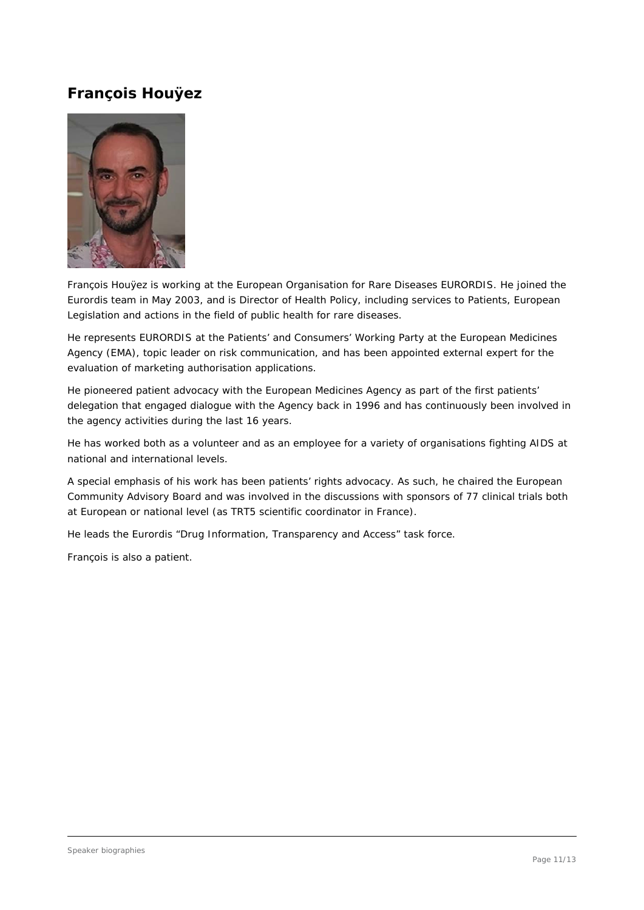## François Houÿez

François Houÿez is working at the European Organisation for Rare Diseases EURORDIS. He joined the Eurordis team in May 2003, and is Director of Health Policy, including services to Patients, European Legislation and actions in the field of public health for rare diseases.

He represents EURORDIS at the Patients' and Consumers' Working Party at the European Medicines Agency (EMA), topic leader on risk communication, and has been appointed external expert for the evaluation of marketing authorisation applications.

He pioneered patient advocacy with the European Medicines Agency as part of the first patients' delegation that engaged dialogue with the Agency back in 1996 and has continuously been involved in the agency activities during the last 16 years.

He has worked both as a volunteer and as an employee for a variety of organisations fighting AIDS at national and international levels.

A special emphasis of his work has been patients' rights advocacy. As such, he chaired the European Community Advisory Board and was involved in the discussions with sponsors of 77 clinical trials both at European or national level (as TRT5 scientific coordinator in France).

He leads the Eurordis "Drug Information, Transparency and Access" task force.

François is also a patient.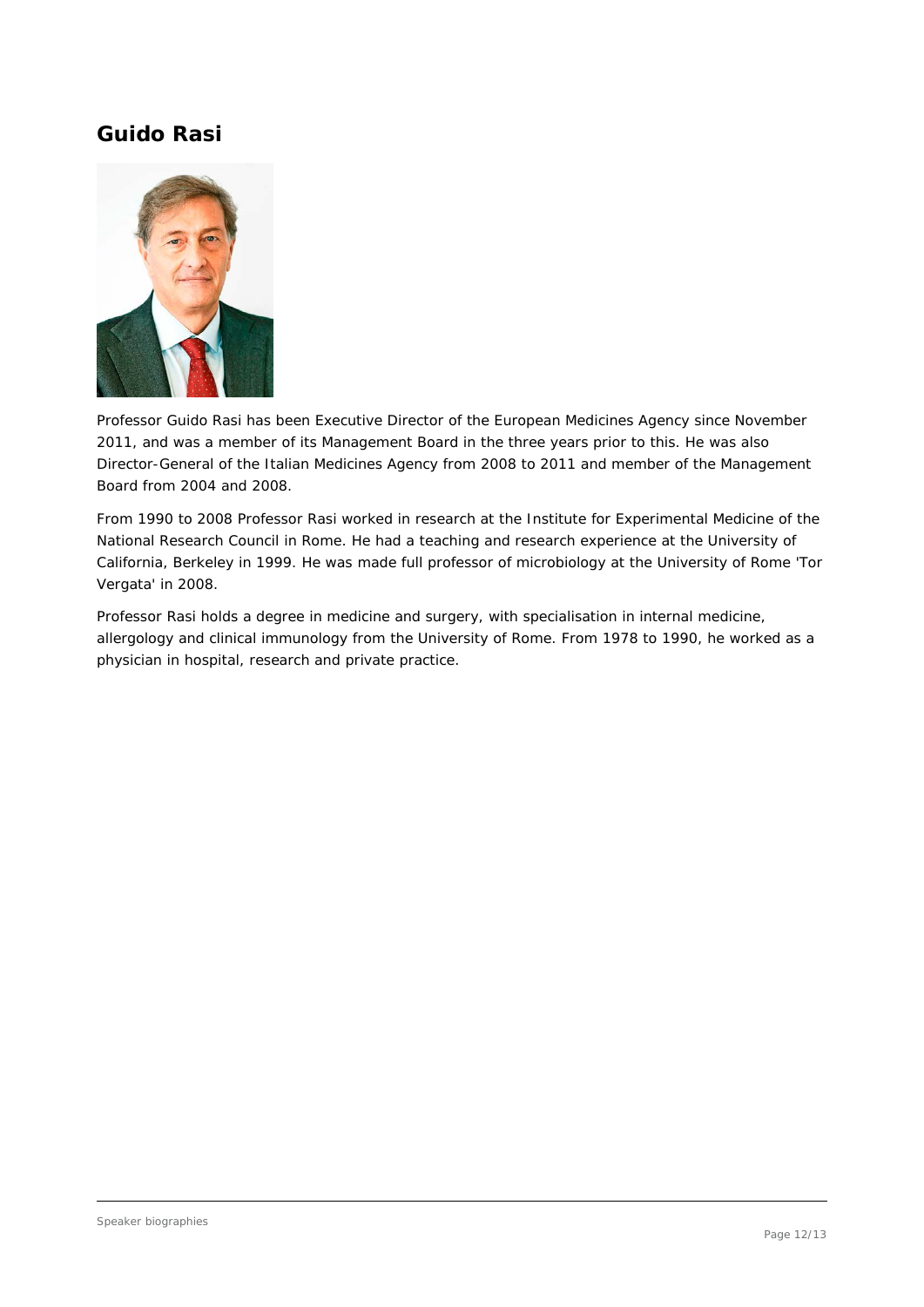## Guido Rasi

Professor Guido Rasi has been Executive Director of the European Medicines Agency since November 2011, and was a member of its Management Board in the three years prior to this. He was also Director-General of the Italian Medicines Agency from 2008 to 2011 and member of the Management Board from 2004 and 2008.

From 1990 to 2008 Professor Rasi worked in research at the Institute for Experimental Medicine of the National Research Council in Rome. He had a teaching and research experience at the University of California, Berkeley in 1999. He was made full professor of microbiology at the University of Rome 'Tor Vergata' in 2008.

Professor Rasi holds a degree in medicine and surgery, with specialisation in internal medicine, allergology and clinical immunology from the University of Rome. From 1978 to 1990, he worked as a physician in hospital, research and private practice.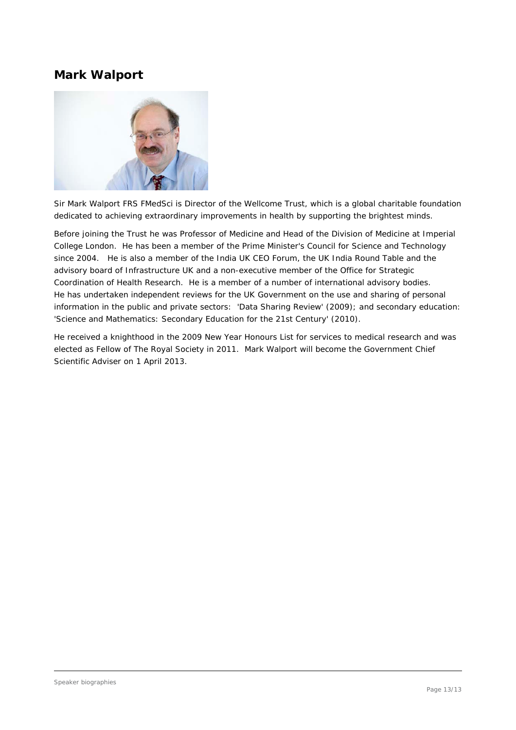## Mark Walport

Sir Mark Walport FRS FMedSci is Director of the Wellcome Trust, which is a global charitable foundation dedicated to achieving extraordinary improvements in health by supporting the brightest minds.

Before joining the Trust he was Professor of Medicine and Head of the Division of Medicine at Imperial College London. He has been a member of the Prime Minister's Council for Science and Technology since 2004. He is also a member of the India UK CEO Forum, the UK India Round Table and the advisory board of Infrastructure UK and a non-executive member of the Office for Strategic Coordination of Health Research. He is a member of a number of international advisory bodies. He has undertaken independent reviews for the UK Government on the use and sharing of personal information in the public and private sectors: 'Data Sharing Review' (2009); and secondary education: 'Science and Mathematics: Secondary Education for the 21st Century' (2010).

He received a knighthood in the 2009 New Year Honours List for services to medical research and was elected as Fellow of The Royal Society in 2011. Mark Walport will become the Government Chief Scientific Adviser on 1 April 2013.